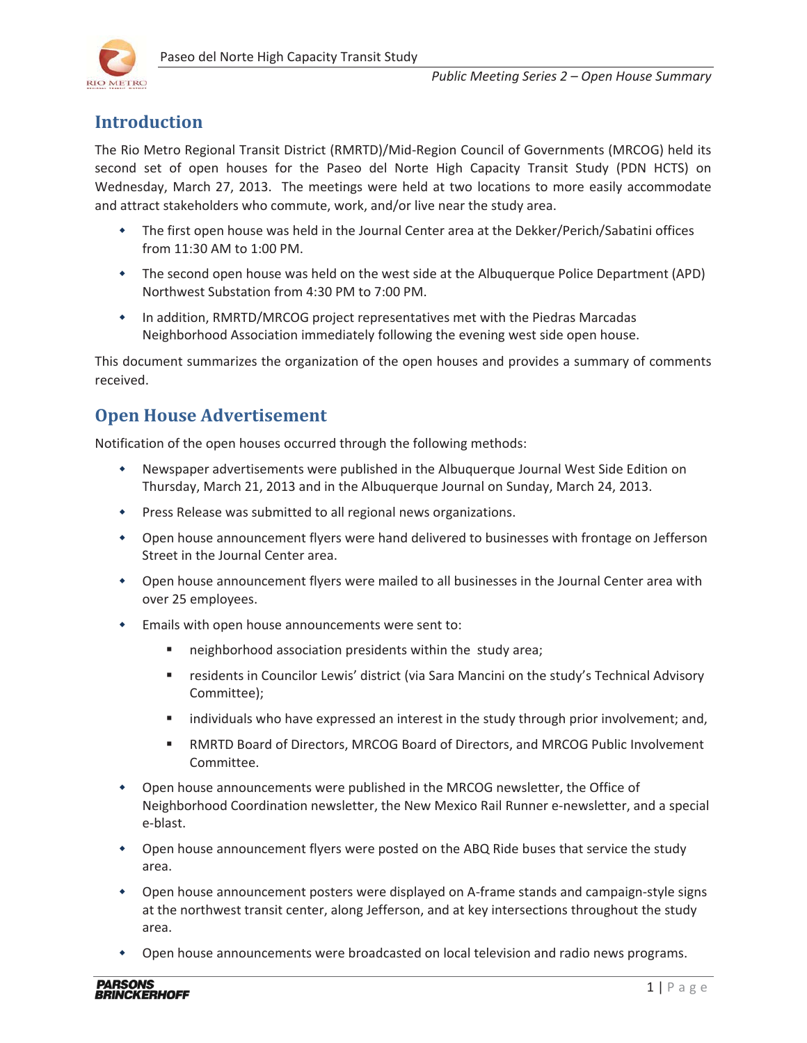## Introduction

The Rio Metro Regional Transit District (RMRTD)/Mid-Region Council of Governments (MRCOG) held its second set of open houses for the Paseo del Norte High Capacity Transit Study (PDN HCTS) on Wednesday, March 27, 2013. The meetings were held at two locations to more easily accommodate and attract stakeholders who commute, work, and/or live near the study area.

- The first open house was held in the Journal Center area at the Dekker/Perich/Sabatini offices from 11:30 AM to 1:00 PM.
- The second open house was held on the west side at the Albuquerque Police Department (APD) Northwest Substation from 4:30 PM to 7:00 PM.
- In addition, RMRTD/MRCOG project representatives met with the Piedras Marcadas Neighborhood Association immediately following the evening west side open house.

This document summarizes the organization of the open houses and provides a summary of comments received.

## Open House Advertisement

Notification of the open houses occurred through the following methods:

- Newspaper advertisements were published in the Albuquerque Journal West Side Edition on Thursday, March 21, 2013 and in the Albuquerque Journal on Sunday, March 24, 2013.
- Press Release was submitted to all regional news organizations.
- Open house announcement flyers were hand delivered to businesses with frontage on Jefferson Street in the Journal Center area.
- Open house announcement flyers were mailed to all businesses in the Journal Center area with over 25 employees.
- Emails with open house announcements were sent to:
  - neighborhood association presidents within the study area;
  - residents in Councilor Lewis' district (via Sara Mancini on the study's Technical Advisory Committee);
  - individuals who have expressed an interest in the study through prior involvement; and,
  - RMRTD Board of Directors, MRCOG Board of Directors, and MRCOG Public Involvement Committee.
- Open house announcements were published in the MRCOG newsletter, the Office of Neighborhood Coordination newsletter, the New Mexico Rail Runner e-newsletter, and a special e-blast.
- Open house announcement flyers were posted on the ABQ Ride buses that service the study area.
- Open house announcement posters were displayed on A-frame stands and campaign-style signs at the northwest transit center, along Jefferson, and at key intersections throughout the study area.
- Open house announcements were broadcasted on local television and radio news programs.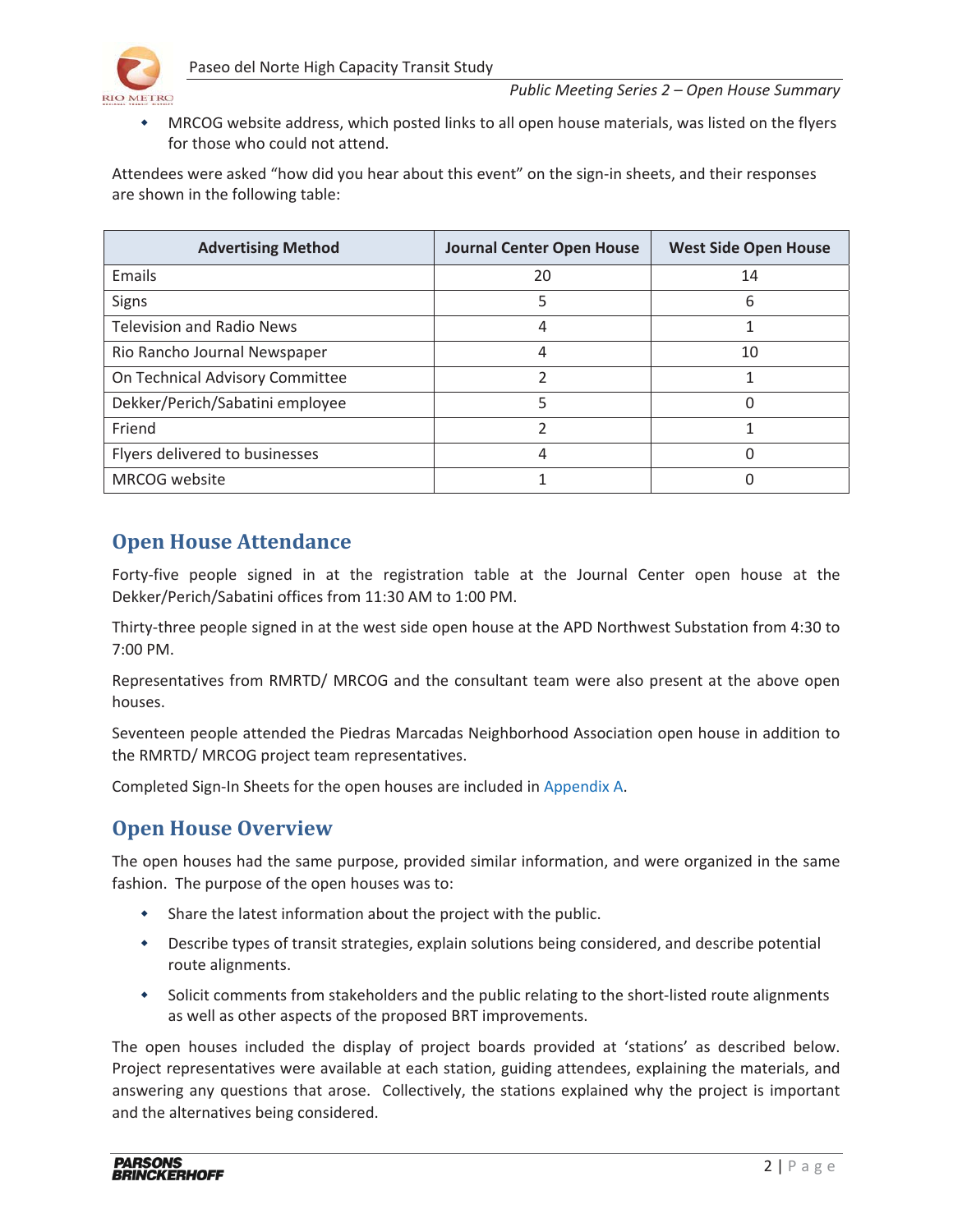- MRCOG website address, which posted links to all open house materials, was listed on the flyers for those who could not attend.

Attendees were asked “how did you hear about this event” on the sign-in sheets, and their responses are shown in the following table:

| Advertising Method | Journal Center Open House | West Side Open House |
|---|---|---|
| Emails | 20 | 14 |
| Signs | 5 | 6 |
| Television and Radio News | 4 | 1 |
| Rio Rancho Journal Newspaper | 4 | 10 |
| On Technical Advisory Committee | 2 | 1 |
| Dekker/Perich/Sabatini employee | 5 | 0 |
| Friend | 2 | 1 |
| Flyers delivered to businesses | 4 | 0 |
| MRCOG website | 1 | 0 |

## Open House Attendance

Forty-five people signed in at the registration table at the Journal Center open house at the Dekker/Perich/Sabatini offices from 11:30 AM to 1:00 PM.

Thirty-three people signed in at the west side open house at the APD Northwest Substation from 4:30 to 7:00 PM.

Representatives from RMRTD/ MRCOG and the consultant team were also present at the above open houses.

Seventeen people attended the Piedras Marcadas Neighborhood Association open house in addition to the RMRTD/ MRCOG project team representatives.

Completed Sign-In Sheets for the open houses are included in Appendix A.

## Open House Overview

The open houses had the same purpose, provided similar information, and were organized in the same fashion. The purpose of the open houses was to:

- Share the latest information about the project with the public.
- Describe types of transit strategies, explain solutions being considered, and describe potential route alignments.
- Solicit comments from stakeholders and the public relating to the short-listed route alignments as well as other aspects of the proposed BRT improvements.

The open houses included the display of project boards provided at ‘stations’ as described below. Project representatives were available at each station, guiding attendees, explaining the materials, and answering any questions that arose. Collectively, the stations explained why the project is important and the alternatives being considered.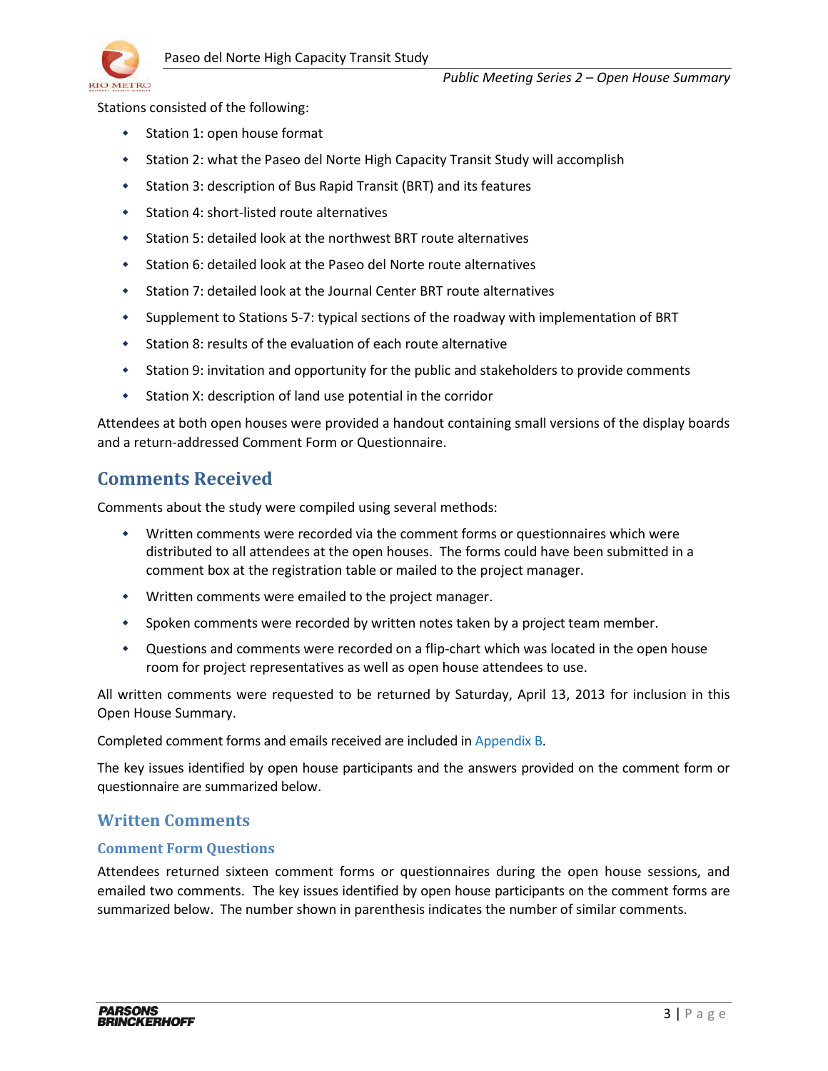Stations consisted of the following:

- Station 1: open house format
- Station 2: what the Paseo del Norte High Capacity Transit Study will accomplish
- Station 3: description of Bus Rapid Transit (BRT) and its features
- Station 4: short-listed route alternatives
- Station 5: detailed look at the northwest BRT route alternatives
- Station 6: detailed look at the Paseo del Norte route alternatives
- Station 7: detailed look at the Journal Center BRT route alternatives
- Supplement to Stations 5-7: typical sections of the roadway with implementation of BRT
- Station 8: results of the evaluation of each route alternative
- Station 9: invitation and opportunity for the public and stakeholders to provide comments
- Station X: description of land use potential in the corridor

Attendees at both open houses were provided a handout containing small versions of the display boards and a return-addressed Comment Form or Questionnaire.

## Comments Received

Comments about the study were compiled using several methods:

- Written comments were recorded via the comment forms or questionnaires which were distributed to all attendees at the open houses. The forms could have been submitted in a comment box at the registration table or mailed to the project manager.
- Written comments were emailed to the project manager.
- Spoken comments were recorded by written notes taken by a project team member.
- Questions and comments were recorded on a flip-chart which was located in the open house room for project representatives as well as open house attendees to use.

All written comments were requested to be returned by Saturday, April 13, 2013 for inclusion in this Open House Summary.

Completed comment forms and emails received are included in Appendix B.

The key issues identified by open house participants and the answers provided on the comment form or questionnaire are summarized below.

### Written Comments

#### Comment Form Questions

Attendees returned sixteen comment forms or questionnaires during the open house sessions, and emailed two comments. The key issues identified by open house participants on the comment forms are summarized below. The number shown in parenthesis indicates the number of similar comments.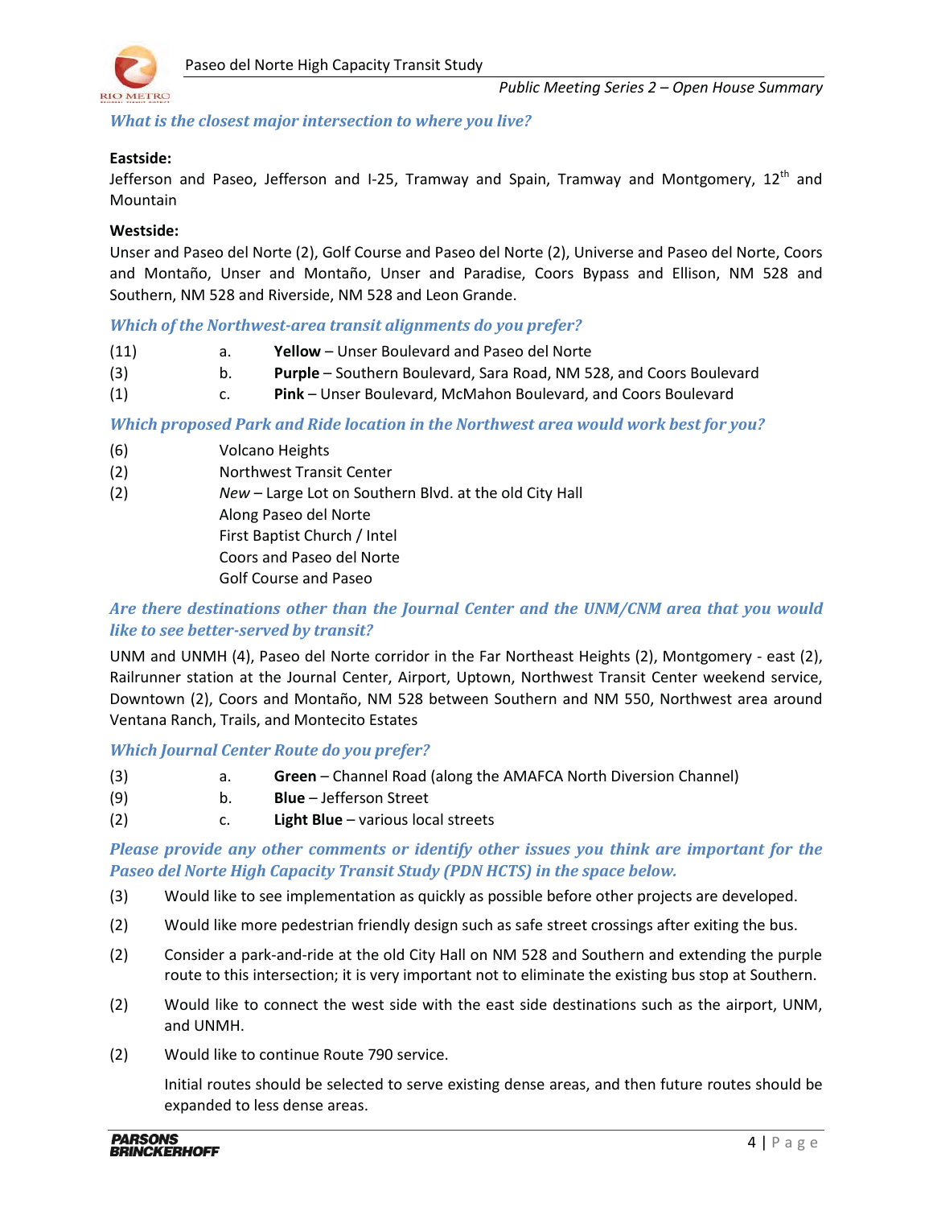### *What is the closest major intersection to where you live?*

**Eastside:**
Jefferson and Paseo, Jefferson and I-25, Tramway and Spain, Tramway and Montgomery, 12th and Mountain

**Westside:**
Unser and Paseo del Norte (2), Golf Course and Paseo del Norte (2), Universe and Paseo del Norte, Coors and Montaño, Unser and Montaño, Unser and Paradise, Coors Bypass and Ellison, NM 528 and Southern, NM 528 and Riverside, NM 528 and Leon Grande.

### *Which of the Northwest-area transit alignments do you prefer?*

(11) a. **Yellow** – Unser Boulevard and Paseo del Norte
(3) b. **Purple** – Southern Boulevard, Sara Road, NM 528, and Coors Boulevard
(1) c. **Pink** – Unser Boulevard, McMahon Boulevard, and Coors Boulevard

### *Which proposed Park and Ride location in the Northwest area would work best for you?*

(6) Volcano Heights
(2) Northwest Transit Center
(2) *New* – Large Lot on Southern Blvd. at the old City Hall
Along Paseo del Norte
First Baptist Church / Intel
Coors and Paseo del Norte
Golf Course and Paseo

### *Are there destinations other than the Journal Center and the UNM/CNM area that you would like to see better-served by transit?*

UNM and UNMH (4), Paseo del Norte corridor in the Far Northeast Heights (2), Montgomery - east (2), Railrunner station at the Journal Center, Airport, Uptown, Northwest Transit Center weekend service, Downtown (2), Coors and Montaño, NM 528 between Southern and NM 550, Northwest area around Ventana Ranch, Trails, and Montecito Estates

### *Which Journal Center Route do you prefer?*

(3) a. **Green** – Channel Road (along the AMAFCA North Diversion Channel)
(9) b. **Blue** – Jefferson Street
(2) c. **Light Blue** – various local streets

### *Please provide any other comments or identify other issues you think are important for the Paseo del Norte High Capacity Transit Study (PDN HCTS) in the space below.*

(3) Would like to see implementation as quickly as possible before other projects are developed.

(2) Would like more pedestrian friendly design such as safe street crossings after exiting the bus.

(2) Consider a park-and-ride at the old City Hall on NM 528 and Southern and extending the purple route to this intersection; it is very important not to eliminate the existing bus stop at Southern.

(2) Would like to connect the west side with the east side destinations such as the airport, UNM, and UNMH.

(2) Would like to continue Route 790 service.

Initial routes should be selected to serve existing dense areas, and then future routes should be expanded to less dense areas.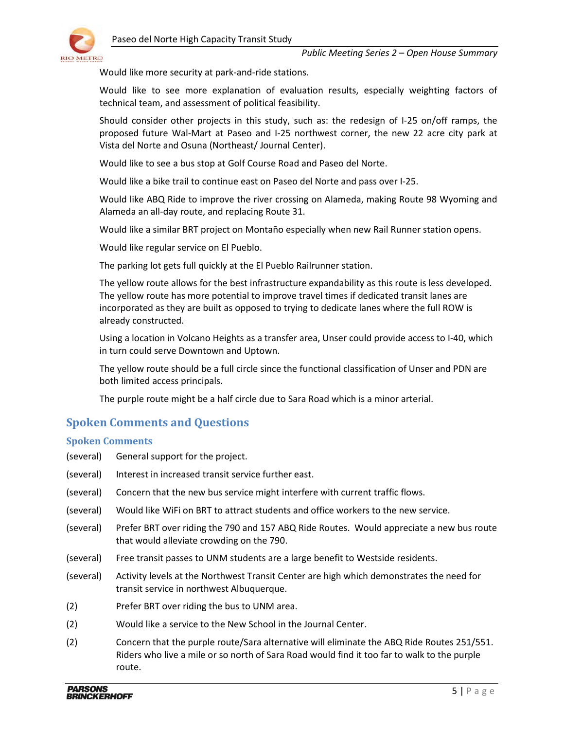Would like more security at park-and-ride stations.

Would like to see more explanation of evaluation results, especially weighting factors of technical team, and assessment of political feasibility.

Should consider other projects in this study, such as: the redesign of I-25 on/off ramps, the proposed future Wal-Mart at Paseo and I-25 northwest corner, the new 22 acre city park at Vista del Norte and Osuna (Northeast/ Journal Center).

Would like to see a bus stop at Golf Course Road and Paseo del Norte.

Would like a bike trail to continue east on Paseo del Norte and pass over I-25.

Would like ABQ Ride to improve the river crossing on Alameda, making Route 98 Wyoming and Alameda an all-day route, and replacing Route 31.

Would like a similar BRT project on Montaño especially when new Rail Runner station opens.

Would like regular service on El Pueblo.

The parking lot gets full quickly at the El Pueblo Railrunner station.

The yellow route allows for the best infrastructure expandability as this route is less developed. The yellow route has more potential to improve travel times if dedicated transit lanes are incorporated as they are built as opposed to trying to dedicate lanes where the full ROW is already constructed.

Using a location in Volcano Heights as a transfer area, Unser could provide access to I-40, which in turn could serve Downtown and Uptown.

The yellow route should be a full circle since the functional classification of Unser and PDN are both limited access principals.

The purple route might be a half circle due to Sara Road which is a minor arterial.

## Spoken Comments and Questions

### Spoken Comments

(several) General support for the project.

(several) Interest in increased transit service further east.

(several) Concern that the new bus service might interfere with current traffic flows.

(several) Would like WiFi on BRT to attract students and office workers to the new service.

(several) Prefer BRT over riding the 790 and 157 ABQ Ride Routes. Would appreciate a new bus route that would alleviate crowding on the 790.

(several) Free transit passes to UNM students are a large benefit to Westside residents.

(several) Activity levels at the Northwest Transit Center are high which demonstrates the need for transit service in northwest Albuquerque.

(2) Prefer BRT over riding the bus to UNM area.

(2) Would like a service to the New School in the Journal Center.

(2) Concern that the purple route/Sara alternative will eliminate the ABQ Ride Routes 251/551. Riders who live a mile or so north of Sara Road would find it too far to walk to the purple route.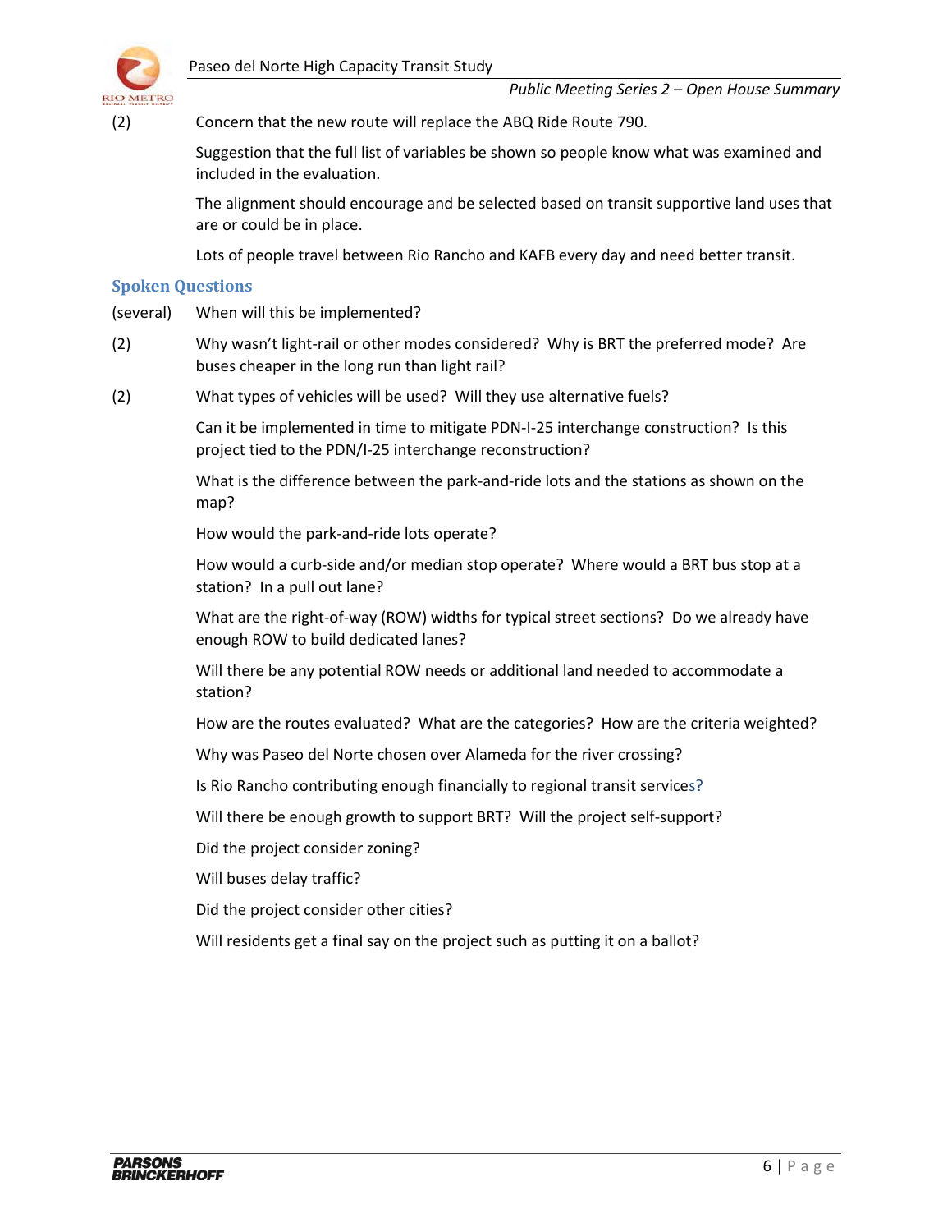(2) Concern that the new route will replace the ABQ Ride Route 790.

Suggestion that the full list of variables be shown so people know what was examined and included in the evaluation.

The alignment should encourage and be selected based on transit supportive land uses that are or could be in place.

Lots of people travel between Rio Rancho and KAFB every day and need better transit.

## Spoken Questions

(several) When will this be implemented?

(2) Why wasn't light-rail or other modes considered? Why is BRT the preferred mode? Are buses cheaper in the long run than light rail?

(2) What types of vehicles will be used? Will they use alternative fuels?

Can it be implemented in time to mitigate PDN-I-25 interchange construction? Is this project tied to the PDN/I-25 interchange reconstruction?

What is the difference between the park-and-ride lots and the stations as shown on the map?

How would the park-and-ride lots operate?

How would a curb-side and/or median stop operate? Where would a BRT bus stop at a station? In a pull out lane?

What are the right-of-way (ROW) widths for typical street sections? Do we already have enough ROW to build dedicated lanes?

Will there be any potential ROW needs or additional land needed to accommodate a station?

How are the routes evaluated? What are the categories? How are the criteria weighted?

Why was Paseo del Norte chosen over Alameda for the river crossing?

Is Rio Rancho contributing enough financially to regional transit services?

Will there be enough growth to support BRT? Will the project self-support?

Did the project consider zoning?

Will buses delay traffic?

Did the project consider other cities?

Will residents get a final say on the project such as putting it on a ballot?